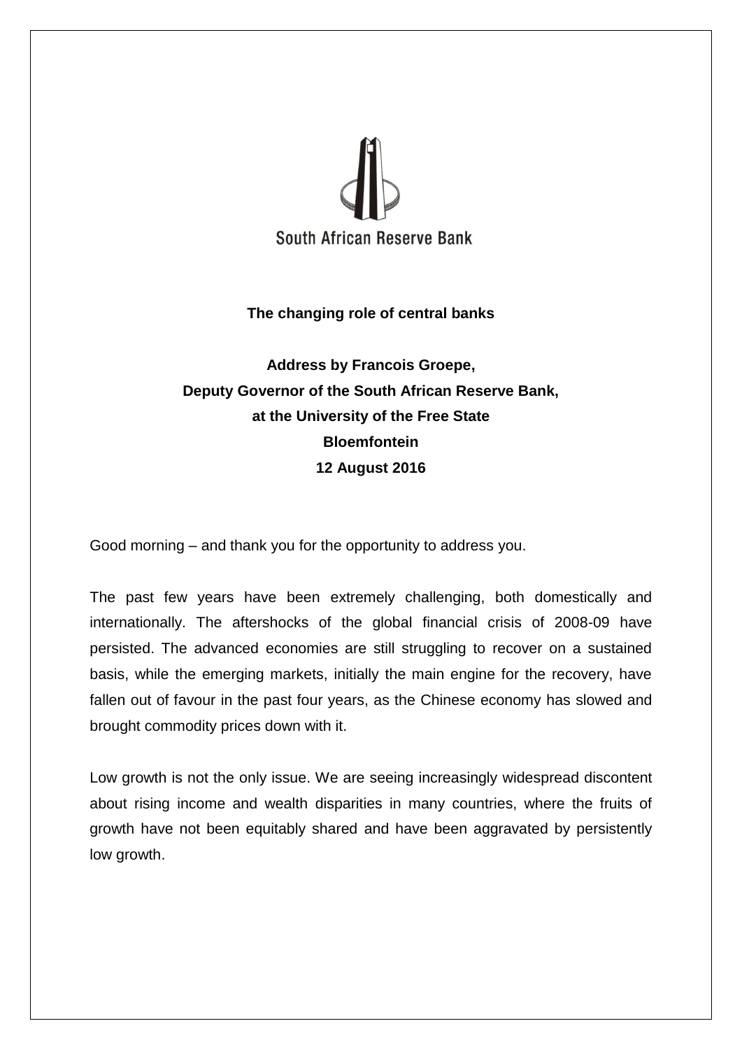South African Reserve Bank

**The changing role of central banks**

**Address by Francois Groepe,**
**Deputy Governor of the South African Reserve Bank,**
**at the University of the Free State**
**Bloemfontein**
**12 August 2016**

Good morning – and thank you for the opportunity to address you.

The past few years have been extremely challenging, both domestically and internationally. The aftershocks of the global financial crisis of 2008-09 have persisted. The advanced economies are still struggling to recover on a sustained basis, while the emerging markets, initially the main engine for the recovery, have fallen out of favour in the past four years, as the Chinese economy has slowed and brought commodity prices down with it.

Low growth is not the only issue. We are seeing increasingly widespread discontent about rising income and wealth disparities in many countries, where the fruits of growth have not been equitably shared and have been aggravated by persistently low growth.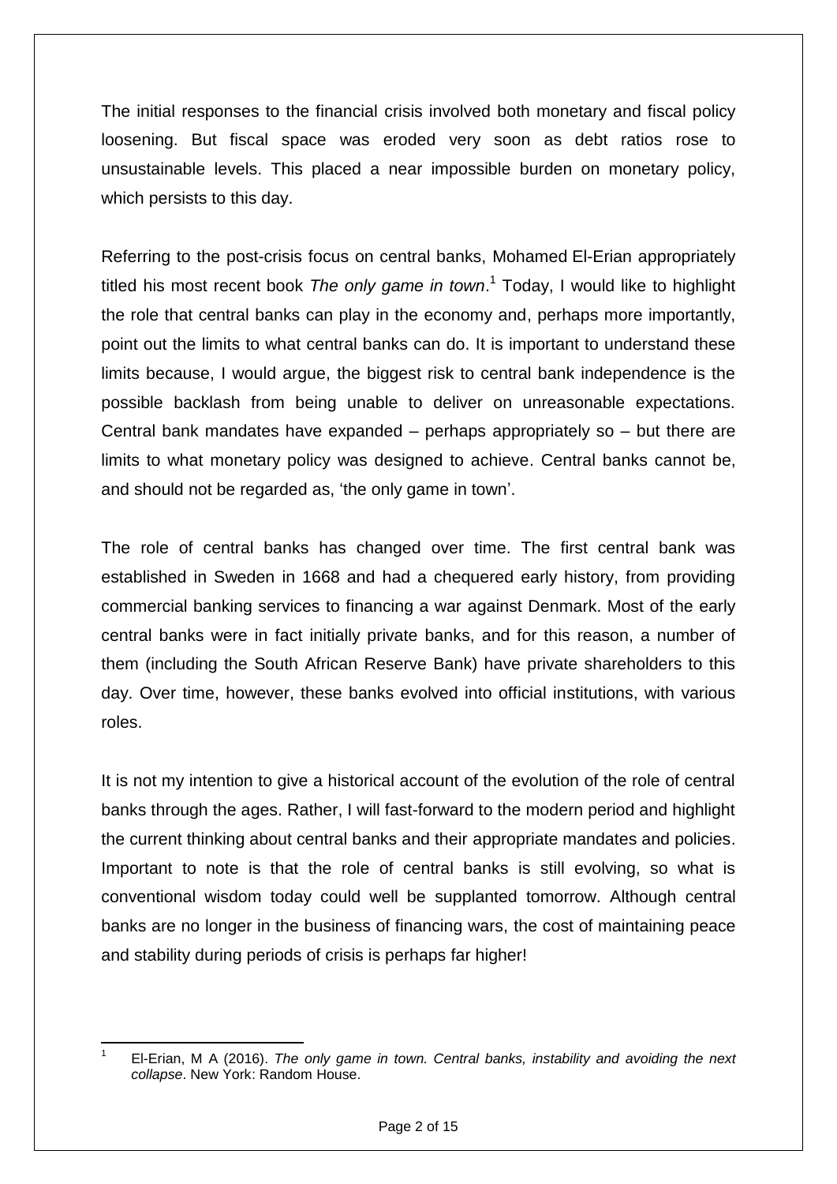The initial responses to the financial crisis involved both monetary and fiscal policy loosening. But fiscal space was eroded very soon as debt ratios rose to unsustainable levels. This placed a near impossible burden on monetary policy, which persists to this day.

Referring to the post-crisis focus on central banks, Mohamed El-Erian appropriately titled his most recent book *The only game in town*.[1] Today, I would like to highlight the role that central banks can play in the economy and, perhaps more importantly, point out the limits to what central banks can do. It is important to understand these limits because, I would argue, the biggest risk to central bank independence is the possible backlash from being unable to deliver on unreasonable expectations. Central bank mandates have expanded – perhaps appropriately so – but there are limits to what monetary policy was designed to achieve. Central banks cannot be, and should not be regarded as, 'the only game in town'.

The role of central banks has changed over time. The first central bank was established in Sweden in 1668 and had a chequered early history, from providing commercial banking services to financing a war against Denmark. Most of the early central banks were in fact initially private banks, and for this reason, a number of them (including the South African Reserve Bank) have private shareholders to this day. Over time, however, these banks evolved into official institutions, with various roles.

It is not my intention to give a historical account of the evolution of the role of central banks through the ages. Rather, I will fast-forward to the modern period and highlight the current thinking about central banks and their appropriate mandates and policies. Important to note is that the role of central banks is still evolving, so what is conventional wisdom today could well be supplanted tomorrow. Although central banks are no longer in the business of financing wars, the cost of maintaining peace and stability during periods of crisis is perhaps far higher!

[1] El-Erian, M A (2016). *The only game in town. Central banks, instability and avoiding the next collapse*. New York: Random House.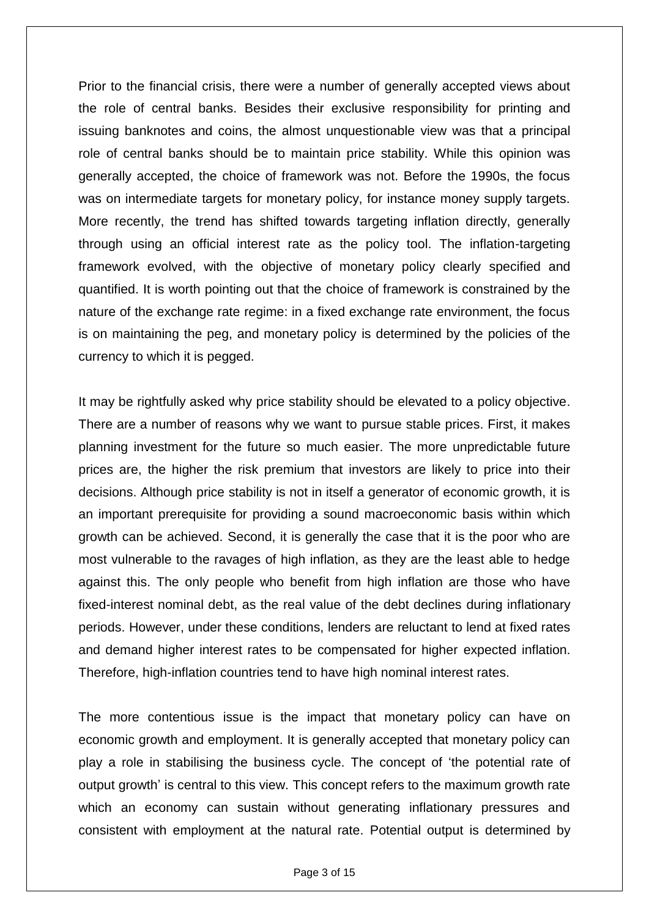Prior to the financial crisis, there were a number of generally accepted views about the role of central banks. Besides their exclusive responsibility for printing and issuing banknotes and coins, the almost unquestionable view was that a principal role of central banks should be to maintain price stability. While this opinion was generally accepted, the choice of framework was not. Before the 1990s, the focus was on intermediate targets for monetary policy, for instance money supply targets. More recently, the trend has shifted towards targeting inflation directly, generally through using an official interest rate as the policy tool. The inflation-targeting framework evolved, with the objective of monetary policy clearly specified and quantified. It is worth pointing out that the choice of framework is constrained by the nature of the exchange rate regime: in a fixed exchange rate environment, the focus is on maintaining the peg, and monetary policy is determined by the policies of the currency to which it is pegged.

It may be rightfully asked why price stability should be elevated to a policy objective. There are a number of reasons why we want to pursue stable prices. First, it makes planning investment for the future so much easier. The more unpredictable future prices are, the higher the risk premium that investors are likely to price into their decisions. Although price stability is not in itself a generator of economic growth, it is an important prerequisite for providing a sound macroeconomic basis within which growth can be achieved. Second, it is generally the case that it is the poor who are most vulnerable to the ravages of high inflation, as they are the least able to hedge against this. The only people who benefit from high inflation are those who have fixed-interest nominal debt, as the real value of the debt declines during inflationary periods. However, under these conditions, lenders are reluctant to lend at fixed rates and demand higher interest rates to be compensated for higher expected inflation. Therefore, high-inflation countries tend to have high nominal interest rates.

The more contentious issue is the impact that monetary policy can have on economic growth and employment. It is generally accepted that monetary policy can play a role in stabilising the business cycle. The concept of 'the potential rate of output growth' is central to this view. This concept refers to the maximum growth rate which an economy can sustain without generating inflationary pressures and consistent with employment at the natural rate. Potential output is determined by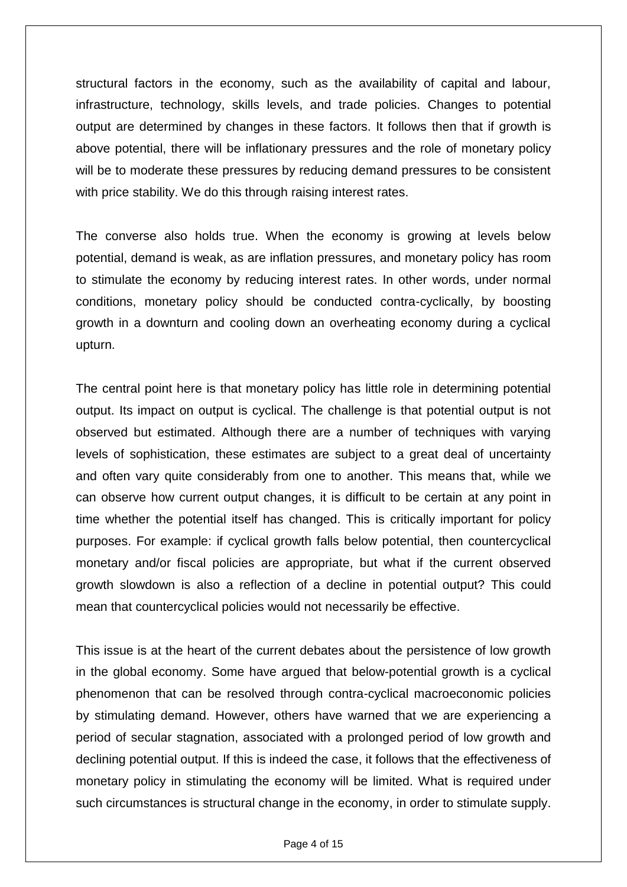structural factors in the economy, such as the availability of capital and labour, infrastructure, technology, skills levels, and trade policies. Changes to potential output are determined by changes in these factors. It follows then that if growth is above potential, there will be inflationary pressures and the role of monetary policy will be to moderate these pressures by reducing demand pressures to be consistent with price stability. We do this through raising interest rates.

The converse also holds true. When the economy is growing at levels below potential, demand is weak, as are inflation pressures, and monetary policy has room to stimulate the economy by reducing interest rates. In other words, under normal conditions, monetary policy should be conducted contra-cyclically, by boosting growth in a downturn and cooling down an overheating economy during a cyclical upturn.

The central point here is that monetary policy has little role in determining potential output. Its impact on output is cyclical. The challenge is that potential output is not observed but estimated. Although there are a number of techniques with varying levels of sophistication, these estimates are subject to a great deal of uncertainty and often vary quite considerably from one to another. This means that, while we can observe how current output changes, it is difficult to be certain at any point in time whether the potential itself has changed. This is critically important for policy purposes. For example: if cyclical growth falls below potential, then countercyclical monetary and/or fiscal policies are appropriate, but what if the current observed growth slowdown is also a reflection of a decline in potential output? This could mean that countercyclical policies would not necessarily be effective.

This issue is at the heart of the current debates about the persistence of low growth in the global economy. Some have argued that below-potential growth is a cyclical phenomenon that can be resolved through contra-cyclical macroeconomic policies by stimulating demand. However, others have warned that we are experiencing a period of secular stagnation, associated with a prolonged period of low growth and declining potential output. If this is indeed the case, it follows that the effectiveness of monetary policy in stimulating the economy will be limited. What is required under such circumstances is structural change in the economy, in order to stimulate supply.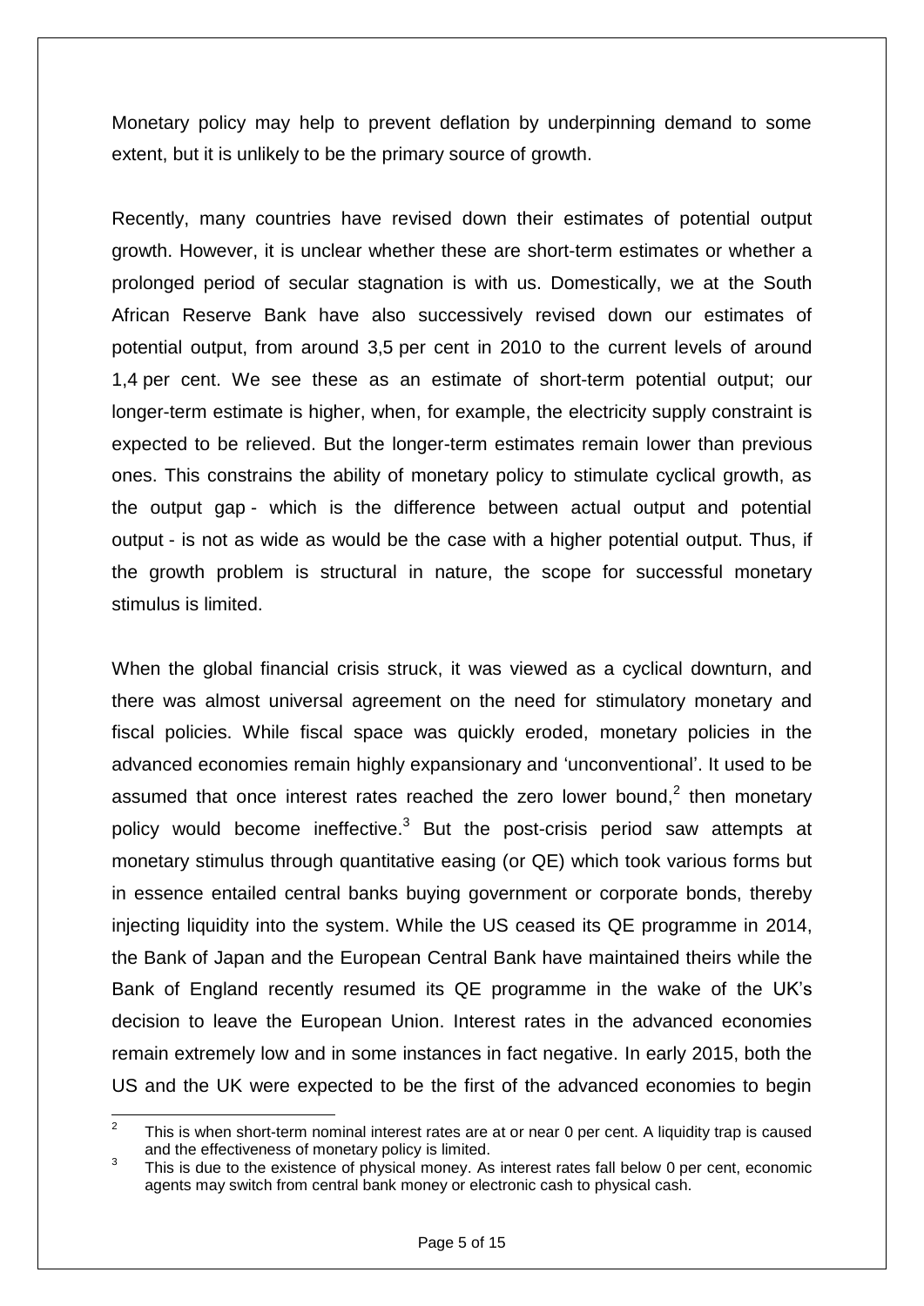Monetary policy may help to prevent deflation by underpinning demand to some extent, but it is unlikely to be the primary source of growth.

Recently, many countries have revised down their estimates of potential output growth. However, it is unclear whether these are short-term estimates or whether a prolonged period of secular stagnation is with us. Domestically, we at the South African Reserve Bank have also successively revised down our estimates of potential output, from around 3,5 per cent in 2010 to the current levels of around 1,4 per cent. We see these as an estimate of short-term potential output; our longer-term estimate is higher, when, for example, the electricity supply constraint is expected to be relieved. But the longer-term estimates remain lower than previous ones. This constrains the ability of monetary policy to stimulate cyclical growth, as the output gap - which is the difference between actual output and potential output - is not as wide as would be the case with a higher potential output. Thus, if the growth problem is structural in nature, the scope for successful monetary stimulus is limited.

When the global financial crisis struck, it was viewed as a cyclical downturn, and there was almost universal agreement on the need for stimulatory monetary and fiscal policies. While fiscal space was quickly eroded, monetary policies in the advanced economies remain highly expansionary and 'unconventional'. It used to be assumed that once interest rates reached the zero lower bound,[2] then monetary policy would become ineffective.[3] But the post-crisis period saw attempts at monetary stimulus through quantitative easing (or QE) which took various forms but in essence entailed central banks buying government or corporate bonds, thereby injecting liquidity into the system. While the US ceased its QE programme in 2014, the Bank of Japan and the European Central Bank have maintained theirs while the Bank of England recently resumed its QE programme in the wake of the UK's decision to leave the European Union. Interest rates in the advanced economies remain extremely low and in some instances in fact negative. In early 2015, both the US and the UK were expected to be the first of the advanced economies to begin

---

[2] This is when short-term nominal interest rates are at or near 0 per cent. A liquidity trap is caused and the effectiveness of monetary policy is limited.

[3] This is due to the existence of physical money. As interest rates fall below 0 per cent, economic agents may switch from central bank money or electronic cash to physical cash.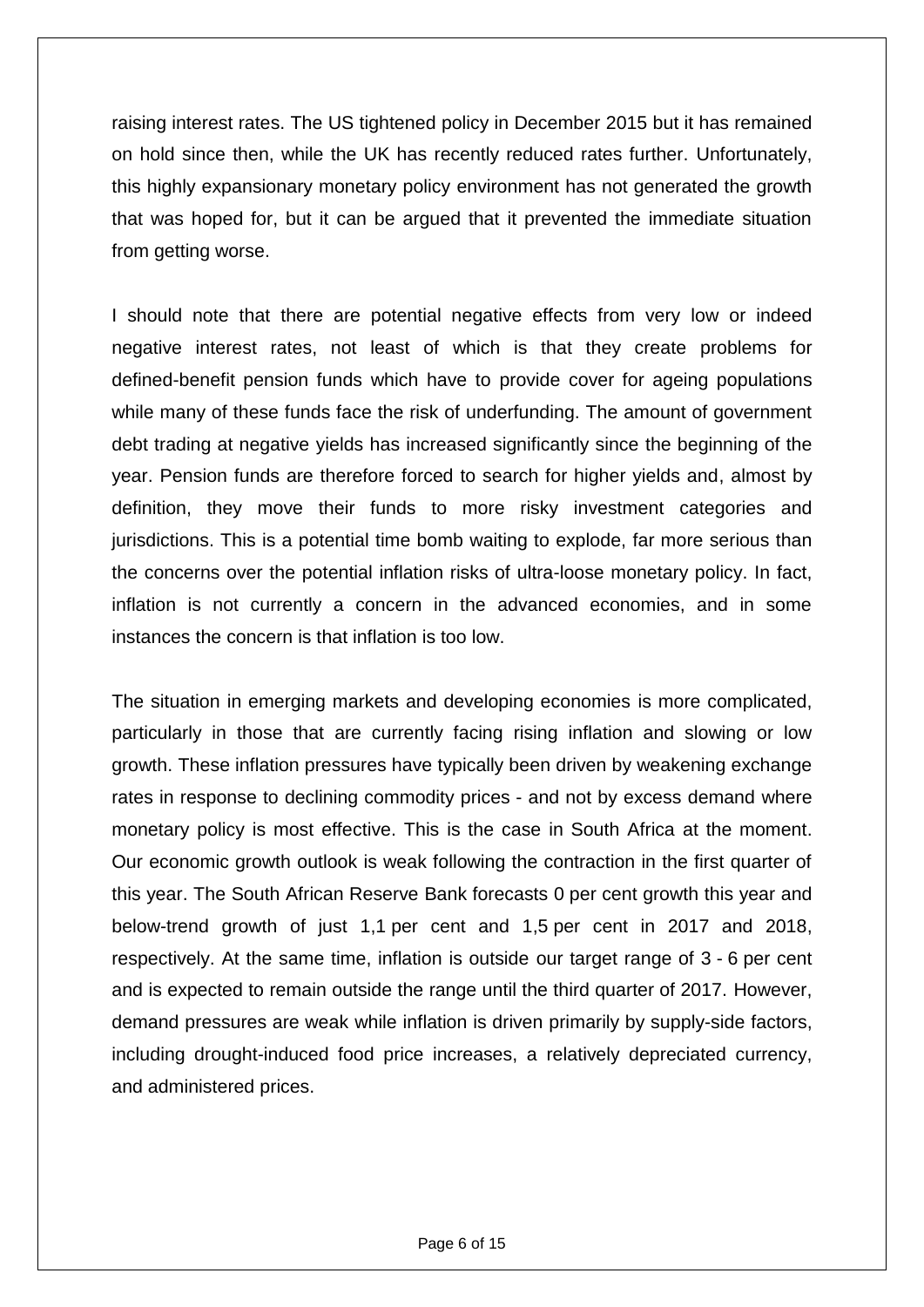raising interest rates. The US tightened policy in December 2015 but it has remained on hold since then, while the UK has recently reduced rates further. Unfortunately, this highly expansionary monetary policy environment has not generated the growth that was hoped for, but it can be argued that it prevented the immediate situation from getting worse.

I should note that there are potential negative effects from very low or indeed negative interest rates, not least of which is that they create problems for defined-benefit pension funds which have to provide cover for ageing populations while many of these funds face the risk of underfunding. The amount of government debt trading at negative yields has increased significantly since the beginning of the year. Pension funds are therefore forced to search for higher yields and, almost by definition, they move their funds to more risky investment categories and jurisdictions. This is a potential time bomb waiting to explode, far more serious than the concerns over the potential inflation risks of ultra-loose monetary policy. In fact, inflation is not currently a concern in the advanced economies, and in some instances the concern is that inflation is too low.

The situation in emerging markets and developing economies is more complicated, particularly in those that are currently facing rising inflation and slowing or low growth. These inflation pressures have typically been driven by weakening exchange rates in response to declining commodity prices - and not by excess demand where monetary policy is most effective. This is the case in South Africa at the moment. Our economic growth outlook is weak following the contraction in the first quarter of this year. The South African Reserve Bank forecasts 0 per cent growth this year and below-trend growth of just 1,1 per cent and 1,5 per cent in 2017 and 2018, respectively. At the same time, inflation is outside our target range of 3 - 6 per cent and is expected to remain outside the range until the third quarter of 2017. However, demand pressures are weak while inflation is driven primarily by supply-side factors, including drought-induced food price increases, a relatively depreciated currency, and administered prices.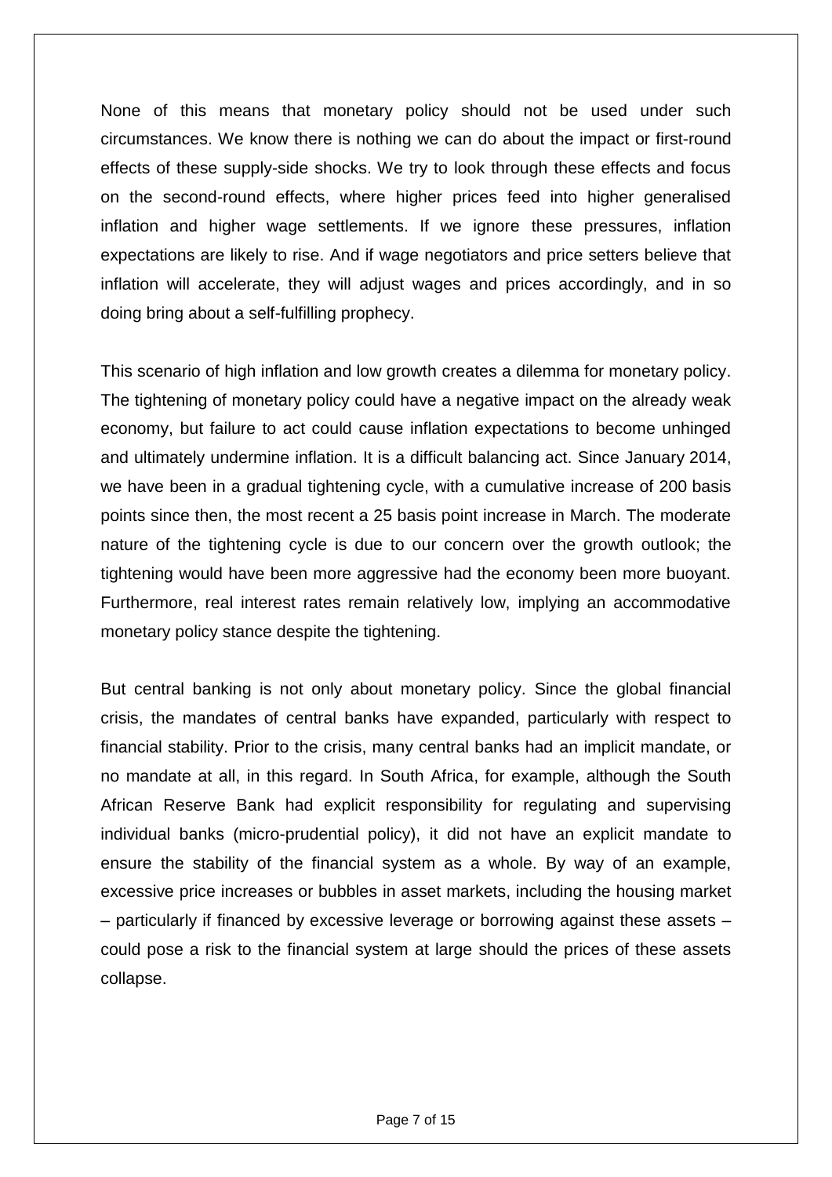None of this means that monetary policy should not be used under such circumstances. We know there is nothing we can do about the impact or first-round effects of these supply-side shocks. We try to look through these effects and focus on the second-round effects, where higher prices feed into higher generalised inflation and higher wage settlements. If we ignore these pressures, inflation expectations are likely to rise. And if wage negotiators and price setters believe that inflation will accelerate, they will adjust wages and prices accordingly, and in so doing bring about a self-fulfilling prophecy.

This scenario of high inflation and low growth creates a dilemma for monetary policy. The tightening of monetary policy could have a negative impact on the already weak economy, but failure to act could cause inflation expectations to become unhinged and ultimately undermine inflation. It is a difficult balancing act. Since January 2014, we have been in a gradual tightening cycle, with a cumulative increase of 200 basis points since then, the most recent a 25 basis point increase in March. The moderate nature of the tightening cycle is due to our concern over the growth outlook; the tightening would have been more aggressive had the economy been more buoyant. Furthermore, real interest rates remain relatively low, implying an accommodative monetary policy stance despite the tightening.

But central banking is not only about monetary policy. Since the global financial crisis, the mandates of central banks have expanded, particularly with respect to financial stability. Prior to the crisis, many central banks had an implicit mandate, or no mandate at all, in this regard. In South Africa, for example, although the South African Reserve Bank had explicit responsibility for regulating and supervising individual banks (micro-prudential policy), it did not have an explicit mandate to ensure the stability of the financial system as a whole. By way of an example, excessive price increases or bubbles in asset markets, including the housing market – particularly if financed by excessive leverage or borrowing against these assets – could pose a risk to the financial system at large should the prices of these assets collapse.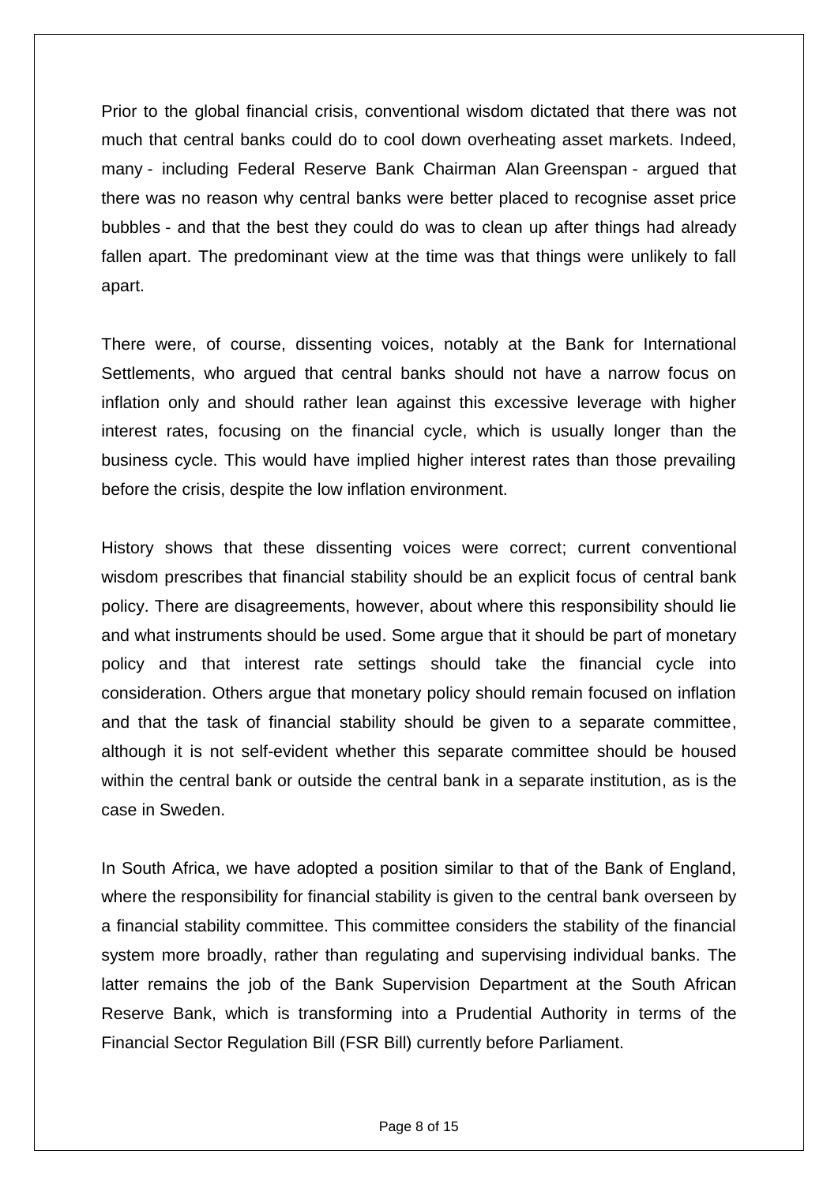Prior to the global financial crisis, conventional wisdom dictated that there was not much that central banks could do to cool down overheating asset markets. Indeed, many - including Federal Reserve Bank Chairman Alan Greenspan - argued that there was no reason why central banks were better placed to recognise asset price bubbles - and that the best they could do was to clean up after things had already fallen apart. The predominant view at the time was that things were unlikely to fall apart.

There were, of course, dissenting voices, notably at the Bank for International Settlements, who argued that central banks should not have a narrow focus on inflation only and should rather lean against this excessive leverage with higher interest rates, focusing on the financial cycle, which is usually longer than the business cycle. This would have implied higher interest rates than those prevailing before the crisis, despite the low inflation environment.

History shows that these dissenting voices were correct; current conventional wisdom prescribes that financial stability should be an explicit focus of central bank policy. There are disagreements, however, about where this responsibility should lie and what instruments should be used. Some argue that it should be part of monetary policy and that interest rate settings should take the financial cycle into consideration. Others argue that monetary policy should remain focused on inflation and that the task of financial stability should be given to a separate committee, although it is not self-evident whether this separate committee should be housed within the central bank or outside the central bank in a separate institution, as is the case in Sweden.

In South Africa, we have adopted a position similar to that of the Bank of England, where the responsibility for financial stability is given to the central bank overseen by a financial stability committee. This committee considers the stability of the financial system more broadly, rather than regulating and supervising individual banks. The latter remains the job of the Bank Supervision Department at the South African Reserve Bank, which is transforming into a Prudential Authority in terms of the Financial Sector Regulation Bill (FSR Bill) currently before Parliament.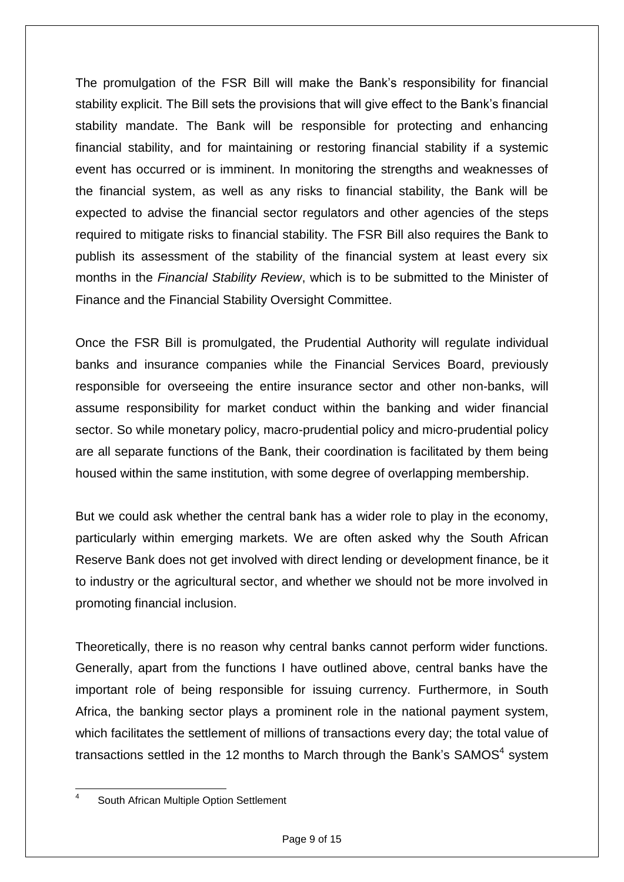The promulgation of the FSR Bill will make the Bank's responsibility for financial stability explicit. The Bill sets the provisions that will give effect to the Bank's financial stability mandate. The Bank will be responsible for protecting and enhancing financial stability, and for maintaining or restoring financial stability if a systemic event has occurred or is imminent. In monitoring the strengths and weaknesses of the financial system, as well as any risks to financial stability, the Bank will be expected to advise the financial sector regulators and other agencies of the steps required to mitigate risks to financial stability. The FSR Bill also requires the Bank to publish its assessment of the stability of the financial system at least every six months in the *Financial Stability Review*, which is to be submitted to the Minister of Finance and the Financial Stability Oversight Committee.

Once the FSR Bill is promulgated, the Prudential Authority will regulate individual banks and insurance companies while the Financial Services Board, previously responsible for overseeing the entire insurance sector and other non-banks, will assume responsibility for market conduct within the banking and wider financial sector. So while monetary policy, macro-prudential policy and micro-prudential policy are all separate functions of the Bank, their coordination is facilitated by them being housed within the same institution, with some degree of overlapping membership.

But we could ask whether the central bank has a wider role to play in the economy, particularly within emerging markets. We are often asked why the South African Reserve Bank does not get involved with direct lending or development finance, be it to industry or the agricultural sector, and whether we should not be more involved in promoting financial inclusion.

Theoretically, there is no reason why central banks cannot perform wider functions. Generally, apart from the functions I have outlined above, central banks have the important role of being responsible for issuing currency. Furthermore, in South Africa, the banking sector plays a prominent role in the national payment system, which facilitates the settlement of millions of transactions every day; the total value of transactions settled in the 12 months to March through the Bank's SAMOS[4] system

[4] South African Multiple Option Settlement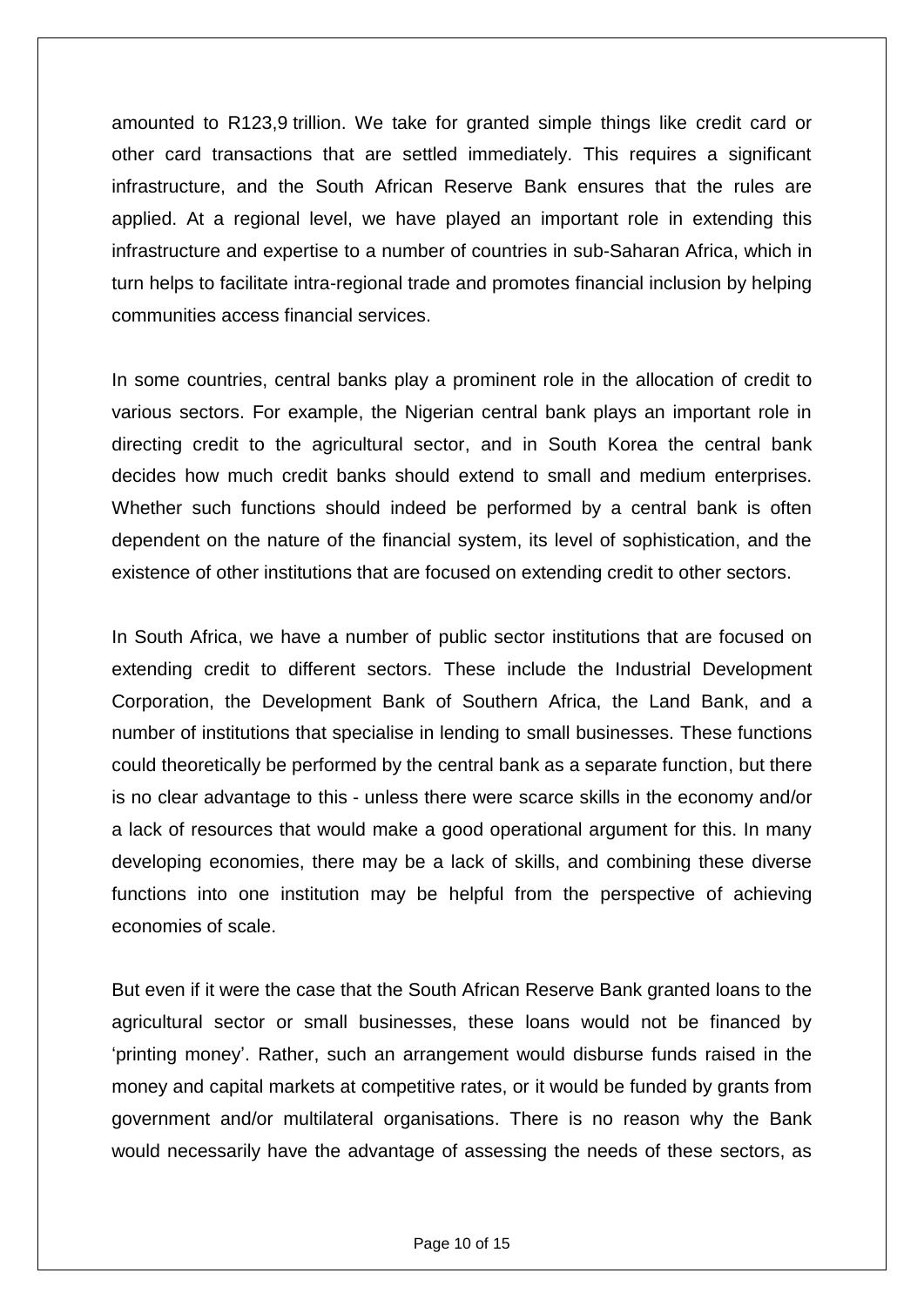amounted to R123,9 trillion. We take for granted simple things like credit card or other card transactions that are settled immediately. This requires a significant infrastructure, and the South African Reserve Bank ensures that the rules are applied. At a regional level, we have played an important role in extending this infrastructure and expertise to a number of countries in sub-Saharan Africa, which in turn helps to facilitate intra-regional trade and promotes financial inclusion by helping communities access financial services.

In some countries, central banks play a prominent role in the allocation of credit to various sectors. For example, the Nigerian central bank plays an important role in directing credit to the agricultural sector, and in South Korea the central bank decides how much credit banks should extend to small and medium enterprises. Whether such functions should indeed be performed by a central bank is often dependent on the nature of the financial system, its level of sophistication, and the existence of other institutions that are focused on extending credit to other sectors.

In South Africa, we have a number of public sector institutions that are focused on extending credit to different sectors. These include the Industrial Development Corporation, the Development Bank of Southern Africa, the Land Bank, and a number of institutions that specialise in lending to small businesses. These functions could theoretically be performed by the central bank as a separate function, but there is no clear advantage to this - unless there were scarce skills in the economy and/or a lack of resources that would make a good operational argument for this. In many developing economies, there may be a lack of skills, and combining these diverse functions into one institution may be helpful from the perspective of achieving economies of scale.

But even if it were the case that the South African Reserve Bank granted loans to the agricultural sector or small businesses, these loans would not be financed by 'printing money'. Rather, such an arrangement would disburse funds raised in the money and capital markets at competitive rates, or it would be funded by grants from government and/or multilateral organisations. There is no reason why the Bank would necessarily have the advantage of assessing the needs of these sectors, as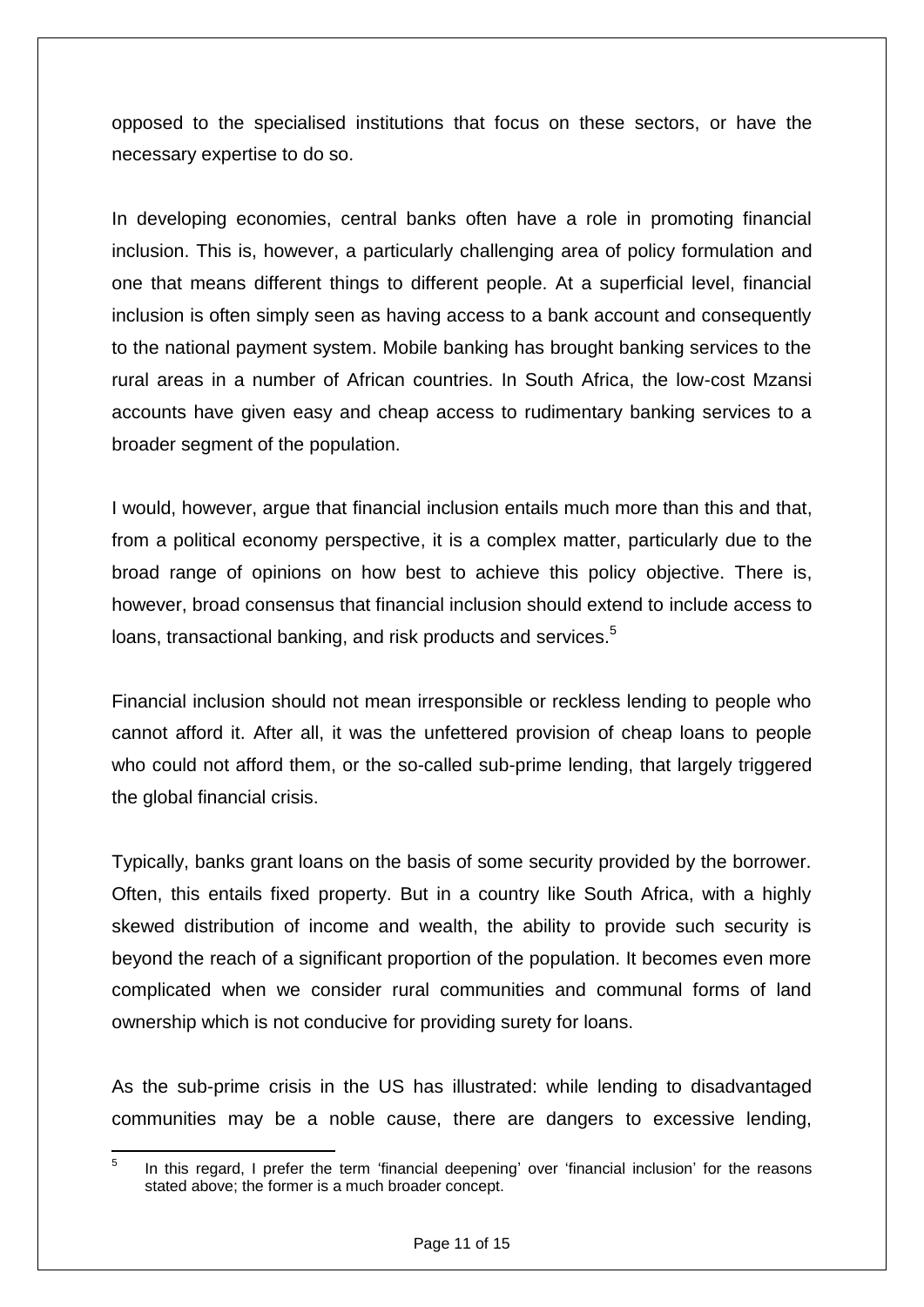opposed to the specialised institutions that focus on these sectors, or have the necessary expertise to do so.

In developing economies, central banks often have a role in promoting financial inclusion. This is, however, a particularly challenging area of policy formulation and one that means different things to different people. At a superficial level, financial inclusion is often simply seen as having access to a bank account and consequently to the national payment system. Mobile banking has brought banking services to the rural areas in a number of African countries. In South Africa, the low-cost Mzansi accounts have given easy and cheap access to rudimentary banking services to a broader segment of the population.

I would, however, argue that financial inclusion entails much more than this and that, from a political economy perspective, it is a complex matter, particularly due to the broad range of opinions on how best to achieve this policy objective. There is, however, broad consensus that financial inclusion should extend to include access to loans, transactional banking, and risk products and services.[5]

Financial inclusion should not mean irresponsible or reckless lending to people who cannot afford it. After all, it was the unfettered provision of cheap loans to people who could not afford them, or the so-called sub-prime lending, that largely triggered the global financial crisis.

Typically, banks grant loans on the basis of some security provided by the borrower. Often, this entails fixed property. But in a country like South Africa, with a highly skewed distribution of income and wealth, the ability to provide such security is beyond the reach of a significant proportion of the population. It becomes even more complicated when we consider rural communities and communal forms of land ownership which is not conducive for providing surety for loans.

As the sub-prime crisis in the US has illustrated: while lending to disadvantaged communities may be a noble cause, there are dangers to excessive lending,

---

[5] In this regard, I prefer the term 'financial deepening' over 'financial inclusion' for the reasons stated above; the former is a much broader concept.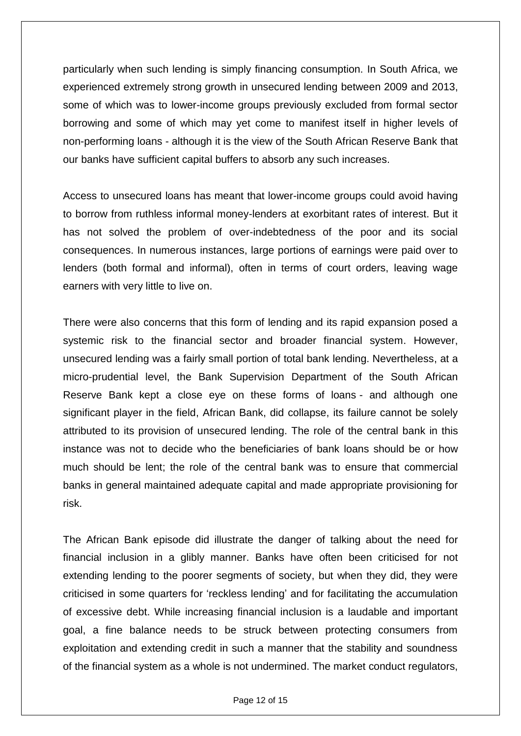particularly when such lending is simply financing consumption. In South Africa, we experienced extremely strong growth in unsecured lending between 2009 and 2013, some of which was to lower-income groups previously excluded from formal sector borrowing and some of which may yet come to manifest itself in higher levels of non-performing loans - although it is the view of the South African Reserve Bank that our banks have sufficient capital buffers to absorb any such increases.

Access to unsecured loans has meant that lower-income groups could avoid having to borrow from ruthless informal money-lenders at exorbitant rates of interest. But it has not solved the problem of over-indebtedness of the poor and its social consequences. In numerous instances, large portions of earnings were paid over to lenders (both formal and informal), often in terms of court orders, leaving wage earners with very little to live on.

There were also concerns that this form of lending and its rapid expansion posed a systemic risk to the financial sector and broader financial system. However, unsecured lending was a fairly small portion of total bank lending. Nevertheless, at a micro-prudential level, the Bank Supervision Department of the South African Reserve Bank kept a close eye on these forms of loans - and although one significant player in the field, African Bank, did collapse, its failure cannot be solely attributed to its provision of unsecured lending. The role of the central bank in this instance was not to decide who the beneficiaries of bank loans should be or how much should be lent; the role of the central bank was to ensure that commercial banks in general maintained adequate capital and made appropriate provisioning for risk.

The African Bank episode did illustrate the danger of talking about the need for financial inclusion in a glibly manner. Banks have often been criticised for not extending lending to the poorer segments of society, but when they did, they were criticised in some quarters for 'reckless lending' and for facilitating the accumulation of excessive debt. While increasing financial inclusion is a laudable and important goal, a fine balance needs to be struck between protecting consumers from exploitation and extending credit in such a manner that the stability and soundness of the financial system as a whole is not undermined. The market conduct regulators,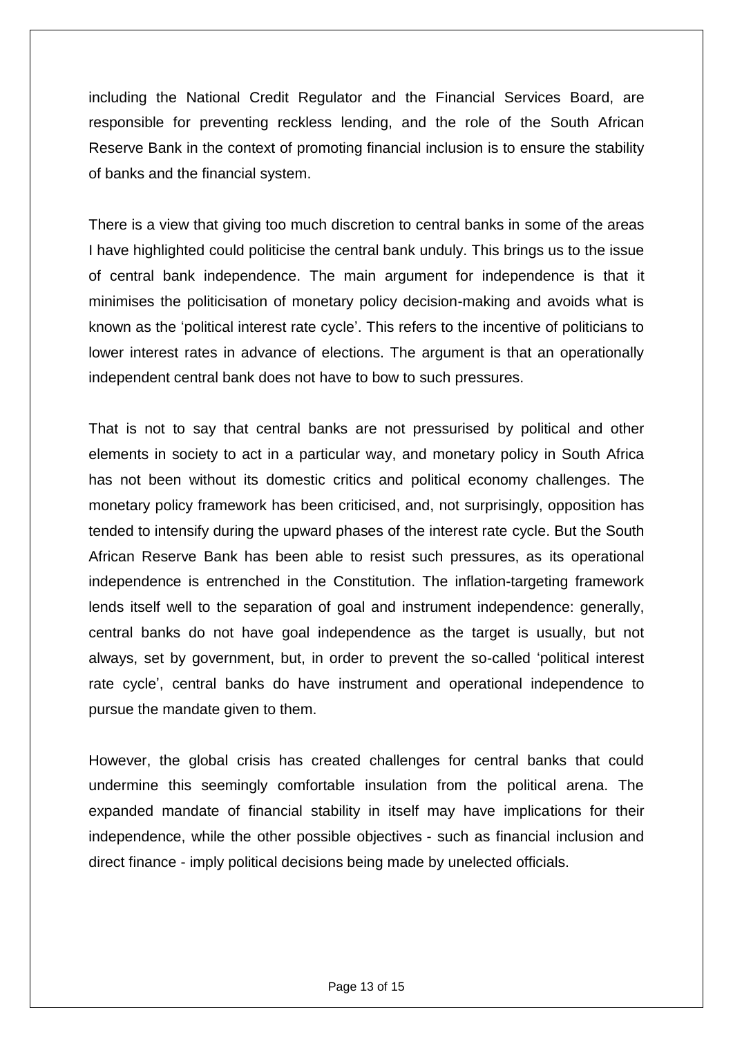including the National Credit Regulator and the Financial Services Board, are responsible for preventing reckless lending, and the role of the South African Reserve Bank in the context of promoting financial inclusion is to ensure the stability of banks and the financial system.

There is a view that giving too much discretion to central banks in some of the areas I have highlighted could politicise the central bank unduly. This brings us to the issue of central bank independence. The main argument for independence is that it minimises the politicisation of monetary policy decision-making and avoids what is known as the 'political interest rate cycle'. This refers to the incentive of politicians to lower interest rates in advance of elections. The argument is that an operationally independent central bank does not have to bow to such pressures.

That is not to say that central banks are not pressurised by political and other elements in society to act in a particular way, and monetary policy in South Africa has not been without its domestic critics and political economy challenges. The monetary policy framework has been criticised, and, not surprisingly, opposition has tended to intensify during the upward phases of the interest rate cycle. But the South African Reserve Bank has been able to resist such pressures, as its operational independence is entrenched in the Constitution. The inflation-targeting framework lends itself well to the separation of goal and instrument independence: generally, central banks do not have goal independence as the target is usually, but not always, set by government, but, in order to prevent the so-called 'political interest rate cycle', central banks do have instrument and operational independence to pursue the mandate given to them.

However, the global crisis has created challenges for central banks that could undermine this seemingly comfortable insulation from the political arena. The expanded mandate of financial stability in itself may have implications for their independence, while the other possible objectives - such as financial inclusion and direct finance - imply political decisions being made by unelected officials.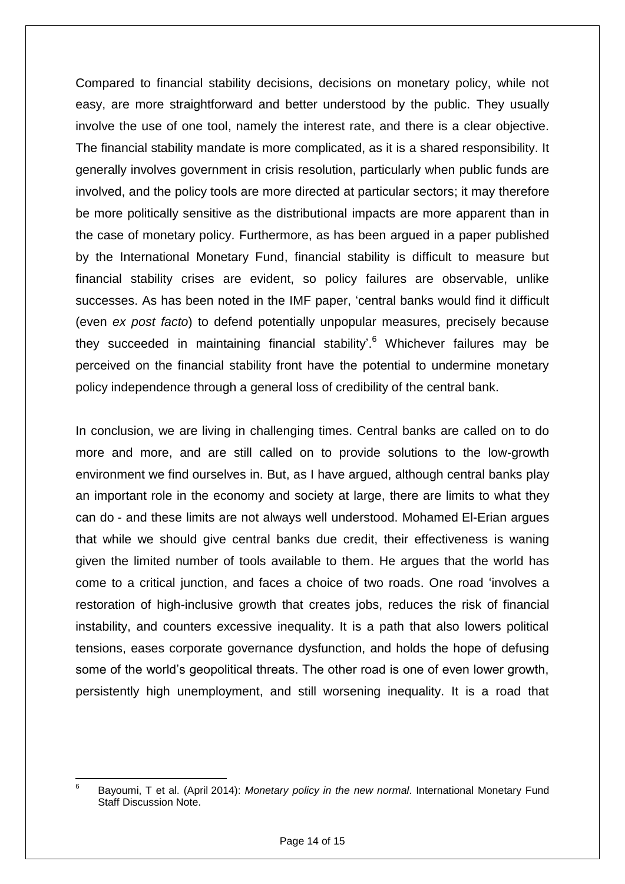Compared to financial stability decisions, decisions on monetary policy, while not easy, are more straightforward and better understood by the public. They usually involve the use of one tool, namely the interest rate, and there is a clear objective. The financial stability mandate is more complicated, as it is a shared responsibility. It generally involves government in crisis resolution, particularly when public funds are involved, and the policy tools are more directed at particular sectors; it may therefore be more politically sensitive as the distributional impacts are more apparent than in the case of monetary policy. Furthermore, as has been argued in a paper published by the International Monetary Fund, financial stability is difficult to measure but financial stability crises are evident, so policy failures are observable, unlike successes. As has been noted in the IMF paper, 'central banks would find it difficult (even *ex post facto*) to defend potentially unpopular measures, precisely because they succeeded in maintaining financial stability'.[6] Whichever failures may be perceived on the financial stability front have the potential to undermine monetary policy independence through a general loss of credibility of the central bank.

In conclusion, we are living in challenging times. Central banks are called on to do more and more, and are still called on to provide solutions to the low-growth environment we find ourselves in. But, as I have argued, although central banks play an important role in the economy and society at large, there are limits to what they can do - and these limits are not always well understood. Mohamed El-Erian argues that while we should give central banks due credit, their effectiveness is waning given the limited number of tools available to them. He argues that the world has come to a critical junction, and faces a choice of two roads. One road 'involves a restoration of high-inclusive growth that creates jobs, reduces the risk of financial instability, and counters excessive inequality. It is a path that also lowers political tensions, eases corporate governance dysfunction, and holds the hope of defusing some of the world's geopolitical threats. The other road is one of even lower growth, persistently high unemployment, and still worsening inequality. It is a road that

---

[6] Bayoumi, T et al. (April 2014): *Monetary policy in the new normal*. International Monetary Fund Staff Discussion Note.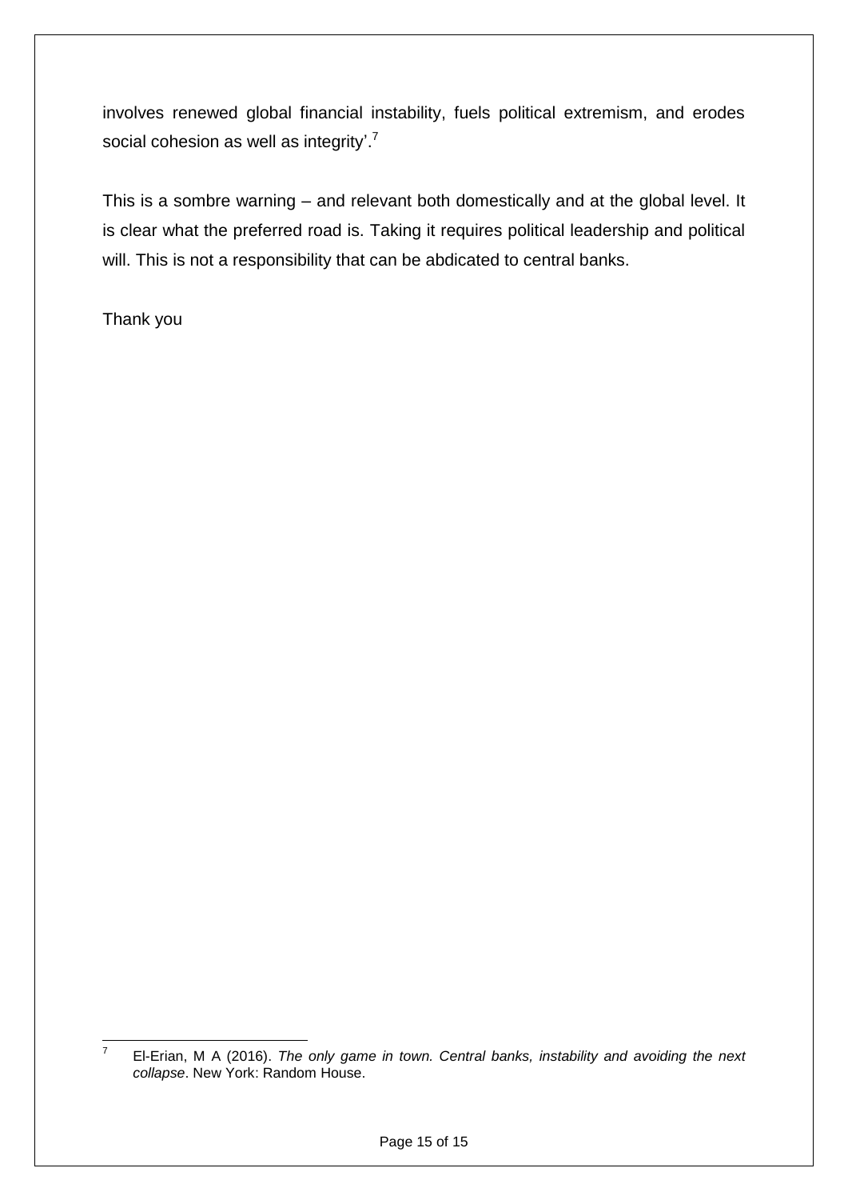involves renewed global financial instability, fuels political extremism, and erodes social cohesion as well as integrity'.[7]

This is a sombre warning – and relevant both domestically and at the global level. It is clear what the preferred road is. Taking it requires political leadership and political will. This is not a responsibility that can be abdicated to central banks.

Thank you

---

[7] El-Erian, M A (2016). *The only game in town. Central banks, instability and avoiding the next collapse*. New York: Random House.